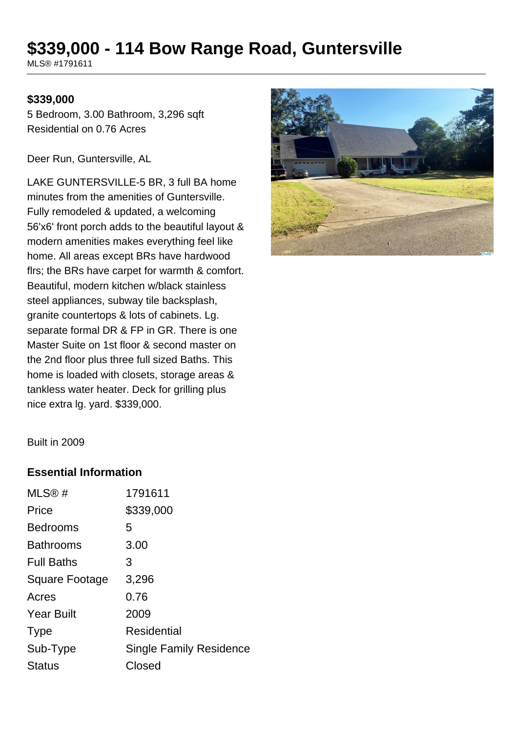# $339,000 - 114 Bow Range Road, Guntersville

MLS® #1791611

**$339,000**

5 Bedroom, 3.00 Bathroom, 3,296 sqft
Residential on 0.76 Acres

Deer Run, Guntersville, AL

LAKE GUNTERSVILLE-5 BR, 3 full BA home minutes from the amenities of Guntersville. Fully remodeled & updated, a welcoming 56'x6' front porch adds to the beautiful layout & modern amenities makes everything feel like home. All areas except BRs have hardwood flrs; the BRs have carpet for warmth & comfort. Beautiful, modern kitchen w/black stainless steel appliances, subway tile backsplash, granite countertops & lots of cabinets. Lg. separate formal DR & FP in GR. There is one Master Suite on 1st floor & second master on the 2nd floor plus three full sized Baths. This home is loaded with closets, storage areas & tankless water heater. Deck for grilling plus nice extra lg. yard. $339,000.

Built in 2009

### Essential Information

| | |
|---|---|
| MLS® # | 1791611 |
| Price | $339,000 |
| Bedrooms | 5 |
| Bathrooms | 3.00 |
| Full Baths | 3 |
| Square Footage | 3,296 |
| Acres | 0.76 |
| Year Built | 2009 |
| Type | Residential |
| Sub-Type | Single Family Residence |
| Status | Closed |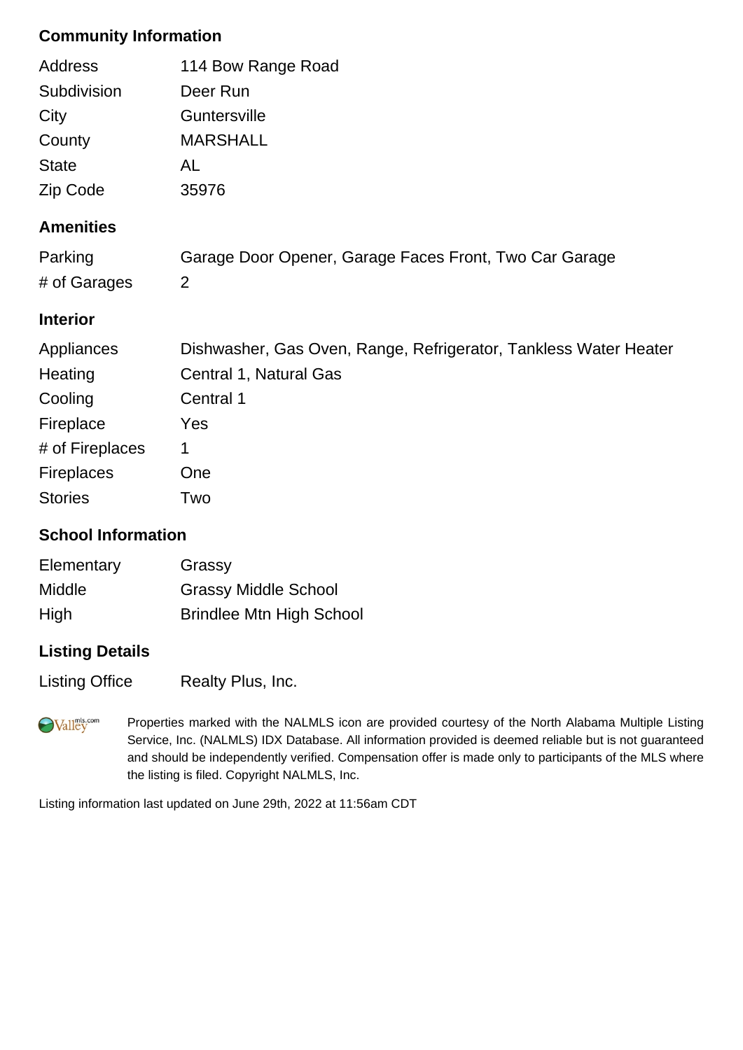## Community Information

| | |
|---|---|
| Address | 114 Bow Range Road |
| Subdivision | Deer Run |
| City | Guntersville |
| County | MARSHALL |
| State | AL |
| Zip Code | 35976 |

## Amenities

| | |
|---|---|
| Parking | Garage Door Opener, Garage Faces Front, Two Car Garage |
| # of Garages | 2 |

## Interior

| | |
|---|---|
| Appliances | Dishwasher, Gas Oven, Range, Refrigerator, Tankless Water Heater |
| Heating | Central 1, Natural Gas |
| Cooling | Central 1 |
| Fireplace | Yes |
| # of Fireplaces | 1 |
| Fireplaces | One |
| Stories | Two |

## School Information

| | |
|---|---|
| Elementary | Grassy |
| Middle | Grassy Middle School |
| High | Brindlee Mtn High School |

## Listing Details

| | |
|---|---|
| Listing Office | Realty Plus, Inc. |

Properties marked with the NALMLS icon are provided courtesy of the North Alabama Multiple Listing Service, Inc. (NALMLS) IDX Database. All information provided is deemed reliable but is not guaranteed and should be independently verified. Compensation offer is made only to participants of the MLS where the listing is filed. Copyright NALMLS, Inc.

Listing information last updated on June 29th, 2022 at 11:56am CDT